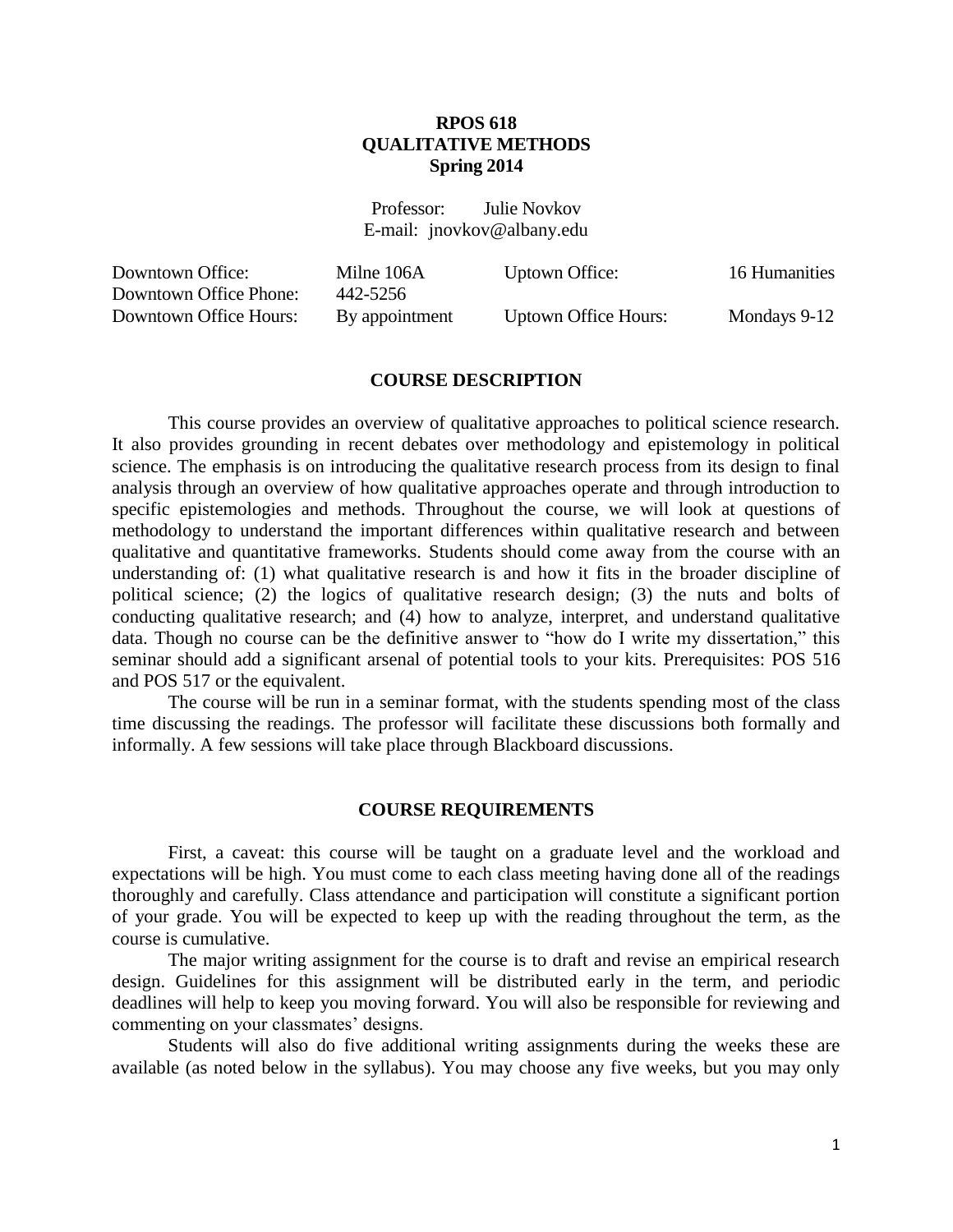# RPOS 618
# QUALITATIVE METHODS
# Spring 2014

Professor: Julie Novkov
E-mail: jnovkov@albany.edu

| | | | |
|---|---|---|---|
| Downtown Office: | Milne 106A | Uptown Office: | 16 Humanities |
| Downtown Office Phone: | 442-5256 | | |
| Downtown Office Hours: | By appointment | Uptown Office Hours: | Mondays 9-12 |

## COURSE DESCRIPTION

This course provides an overview of qualitative approaches to political science research. It also provides grounding in recent debates over methodology and epistemology in political science. The emphasis is on introducing the qualitative research process from its design to final analysis through an overview of how qualitative approaches operate and through introduction to specific epistemologies and methods. Throughout the course, we will look at questions of methodology to understand the important differences within qualitative research and between qualitative and quantitative frameworks. Students should come away from the course with an understanding of: (1) what qualitative research is and how it fits in the broader discipline of political science; (2) the logics of qualitative research design; (3) the nuts and bolts of conducting qualitative research; and (4) how to analyze, interpret, and understand qualitative data. Though no course can be the definitive answer to "how do I write my dissertation," this seminar should add a significant arsenal of potential tools to your kits. Prerequisites: POS 516 and POS 517 or the equivalent.

The course will be run in a seminar format, with the students spending most of the class time discussing the readings. The professor will facilitate these discussions both formally and informally. A few sessions will take place through Blackboard discussions.

## COURSE REQUIREMENTS

First, a caveat: this course will be taught on a graduate level and the workload and expectations will be high. You must come to each class meeting having done all of the readings thoroughly and carefully. Class attendance and participation will constitute a significant portion of your grade. You will be expected to keep up with the reading throughout the term, as the course is cumulative.

The major writing assignment for the course is to draft and revise an empirical research design. Guidelines for this assignment will be distributed early in the term, and periodic deadlines will help to keep you moving forward. You will also be responsible for reviewing and commenting on your classmates' designs.

Students will also do five additional writing assignments during the weeks these are available (as noted below in the syllabus). You may choose any five weeks, but you may only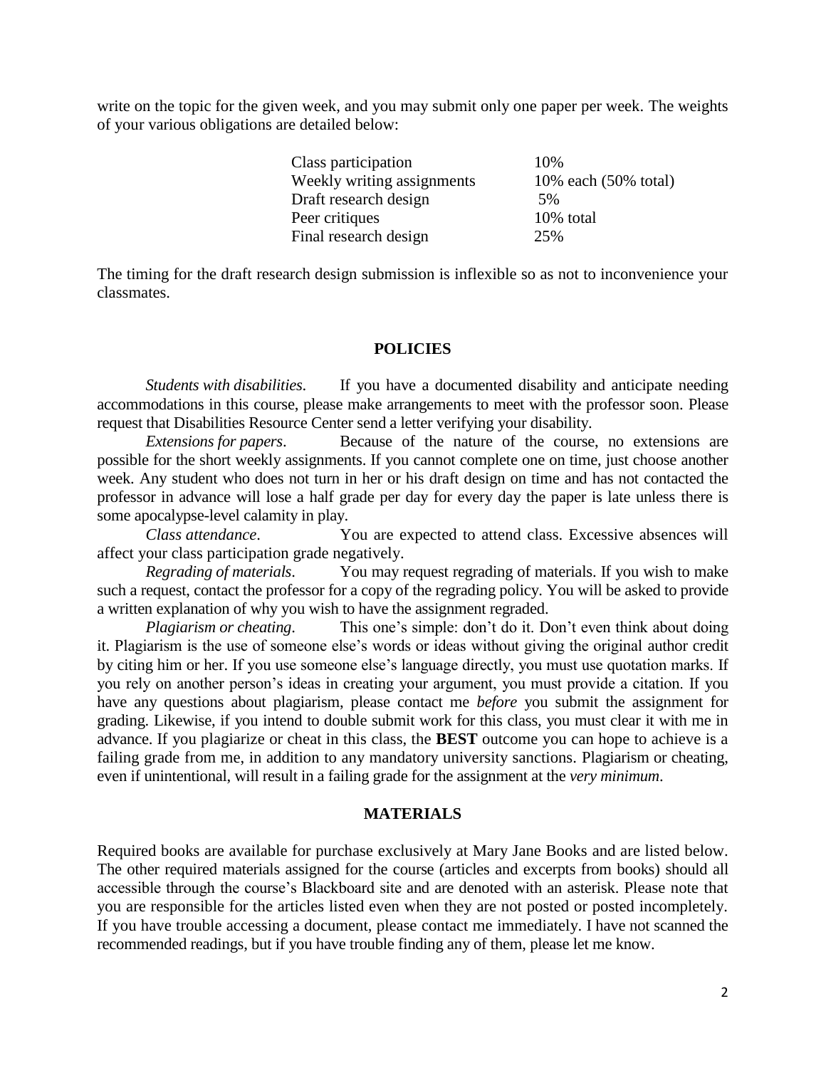write on the topic for the given week, and you may submit only one paper per week. The weights of your various obligations are detailed below:

| | |
|---|---|
| Class participation | 10% |
| Weekly writing assignments | 10% each (50% total) |
| Draft research design | 5% |
| Peer critiques | 10% total |
| Final research design | 25% |

The timing for the draft research design submission is inflexible so as not to inconvenience your classmates.

## POLICIES

*Students with disabilities*. If you have a documented disability and anticipate needing accommodations in this course, please make arrangements to meet with the professor soon. Please request that Disabilities Resource Center send a letter verifying your disability.

*Extensions for papers*. Because of the nature of the course, no extensions are possible for the short weekly assignments. If you cannot complete one on time, just choose another week. Any student who does not turn in her or his draft design on time and has not contacted the professor in advance will lose a half grade per day for every day the paper is late unless there is some apocalypse-level calamity in play.

*Class attendance*. You are expected to attend class. Excessive absences will affect your class participation grade negatively.

*Regrading of materials*. You may request regrading of materials. If you wish to make such a request, contact the professor for a copy of the regrading policy. You will be asked to provide a written explanation of why you wish to have the assignment regraded.

*Plagiarism or cheating*. This one's simple: don't do it. Don't even think about doing it. Plagiarism is the use of someone else's words or ideas without giving the original author credit by citing him or her. If you use someone else's language directly, you must use quotation marks. If you rely on another person's ideas in creating your argument, you must provide a citation. If you have any questions about plagiarism, please contact me *before* you submit the assignment for grading. Likewise, if you intend to double submit work for this class, you must clear it with me in advance. If you plagiarize or cheat in this class, the **BEST** outcome you can hope to achieve is a failing grade from me, in addition to any mandatory university sanctions. Plagiarism or cheating, even if unintentional, will result in a failing grade for the assignment at the *very minimum*.

## MATERIALS

Required books are available for purchase exclusively at Mary Jane Books and are listed below. The other required materials assigned for the course (articles and excerpts from books) should all accessible through the course's Blackboard site and are denoted with an asterisk. Please note that you are responsible for the articles listed even when they are not posted or posted incompletely. If you have trouble accessing a document, please contact me immediately. I have not scanned the recommended readings, but if you have trouble finding any of them, please let me know.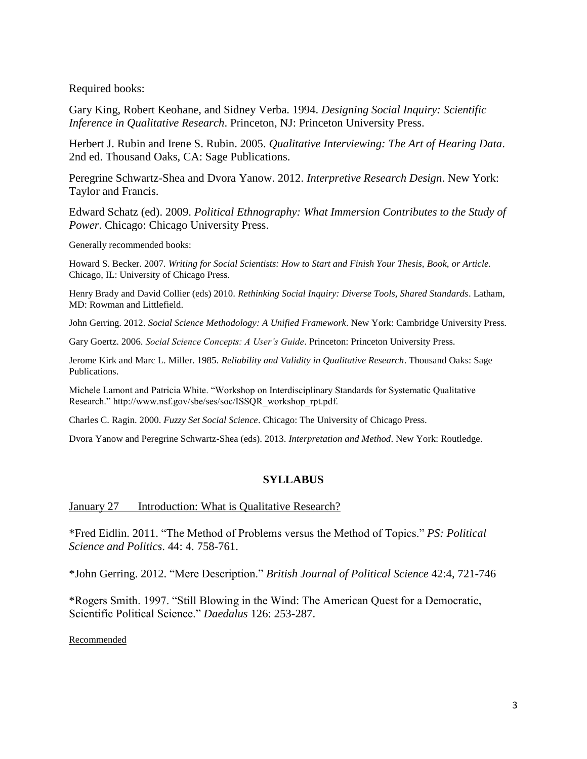Required books:

Gary King, Robert Keohane, and Sidney Verba. 1994. *Designing Social Inquiry: Scientific Inference in Qualitative Research*. Princeton, NJ: Princeton University Press.

Herbert J. Rubin and Irene S. Rubin. 2005. *Qualitative Interviewing: The Art of Hearing Data*. 2nd ed. Thousand Oaks, CA: Sage Publications.

Peregrine Schwartz-Shea and Dvora Yanow. 2012. *Interpretive Research Design*. New York: Taylor and Francis.

Edward Schatz (ed). 2009. *Political Ethnography: What Immersion Contributes to the Study of Power*. Chicago: Chicago University Press.

Generally recommended books:

Howard S. Becker. 2007. *Writing for Social Scientists: How to Start and Finish Your Thesis, Book, or Article.* Chicago, IL: University of Chicago Press.

Henry Brady and David Collier (eds) 2010. *Rethinking Social Inquiry: Diverse Tools, Shared Standards*. Latham, MD: Rowman and Littlefield.

John Gerring. 2012. *Social Science Methodology: A Unified Framework*. New York: Cambridge University Press.

Gary Goertz. 2006. *Social Science Concepts: A User's Guide*. Princeton: Princeton University Press.

Jerome Kirk and Marc L. Miller. 1985. *Reliability and Validity in Qualitative Research*. Thousand Oaks: Sage Publications.

Michele Lamont and Patricia White. "Workshop on Interdisciplinary Standards for Systematic Qualitative Research." http://www.nsf.gov/sbe/ses/soc/ISSQR_workshop_rpt.pdf.

Charles C. Ragin. 2000. *Fuzzy Set Social Science*. Chicago: The University of Chicago Press.

Dvora Yanow and Peregrine Schwartz-Shea (eds). 2013. *Interpretation and Method*. New York: Routledge.

## SYLLABUS

<u>January 27 Introduction: What is Qualitative Research?</u>

*Fred Eidlin. 2011. "The Method of Problems versus the Method of Topics." *PS: Political Science and Politics*. 44: 4. 758-761.

*John Gerring. 2012. "Mere Description." *British Journal of Political Science* 42:4, 721-746

*Rogers Smith. 1997. "Still Blowing in the Wind: The American Quest for a Democratic, Scientific Political Science." *Daedalus* 126: 253-287.

<u>Recommended</u>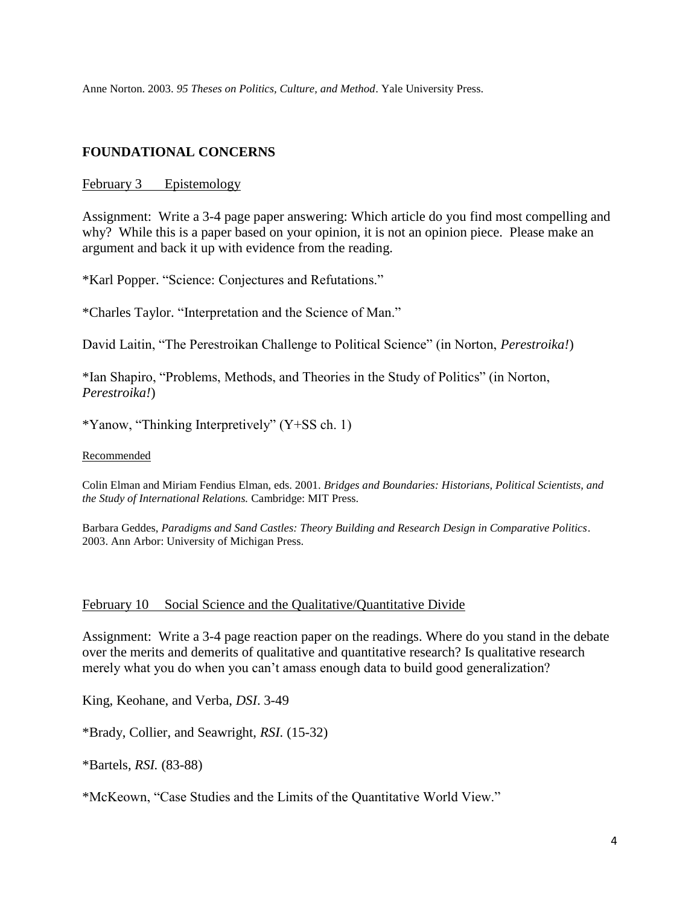Anne Norton. 2003. *95 Theses on Politics, Culture, and Method*. Yale University Press.

## FOUNDATIONAL CONCERNS

February 3  Epistemology

Assignment: Write a 3-4 page paper answering: Which article do you find most compelling and why? While this is a paper based on your opinion, it is not an opinion piece. Please make an argument and back it up with evidence from the reading.

*Karl Popper. "Science: Conjectures and Refutations."

*Charles Taylor. "Interpretation and the Science of Man."

David Laitin, "The Perestroikan Challenge to Political Science" (in Norton, *Perestroika!*)

*Ian Shapiro, "Problems, Methods, and Theories in the Study of Politics" (in Norton, *Perestroika!*)

*Yanow, "Thinking Interpretively" (Y+SS ch. 1)

Recommended

Colin Elman and Miriam Fendius Elman, eds. 2001. *Bridges and Boundaries: Historians, Political Scientists, and the Study of International Relations.* Cambridge: MIT Press.

Barbara Geddes, *Paradigms and Sand Castles: Theory Building and Research Design in Comparative Politics*. 2003. Ann Arbor: University of Michigan Press.

February 10  Social Science and the Qualitative/Quantitative Divide

Assignment: Write a 3-4 page reaction paper on the readings. Where do you stand in the debate over the merits and demerits of qualitative and quantitative research? Is qualitative research merely what you do when you can't amass enough data to build good generalization?

King, Keohane, and Verba, *DSI*. 3-49

*Brady, Collier, and Seawright, *RSI.* (15-32)

*Bartels, *RSI.* (83-88)

*McKeown, "Case Studies and the Limits of the Quantitative World View."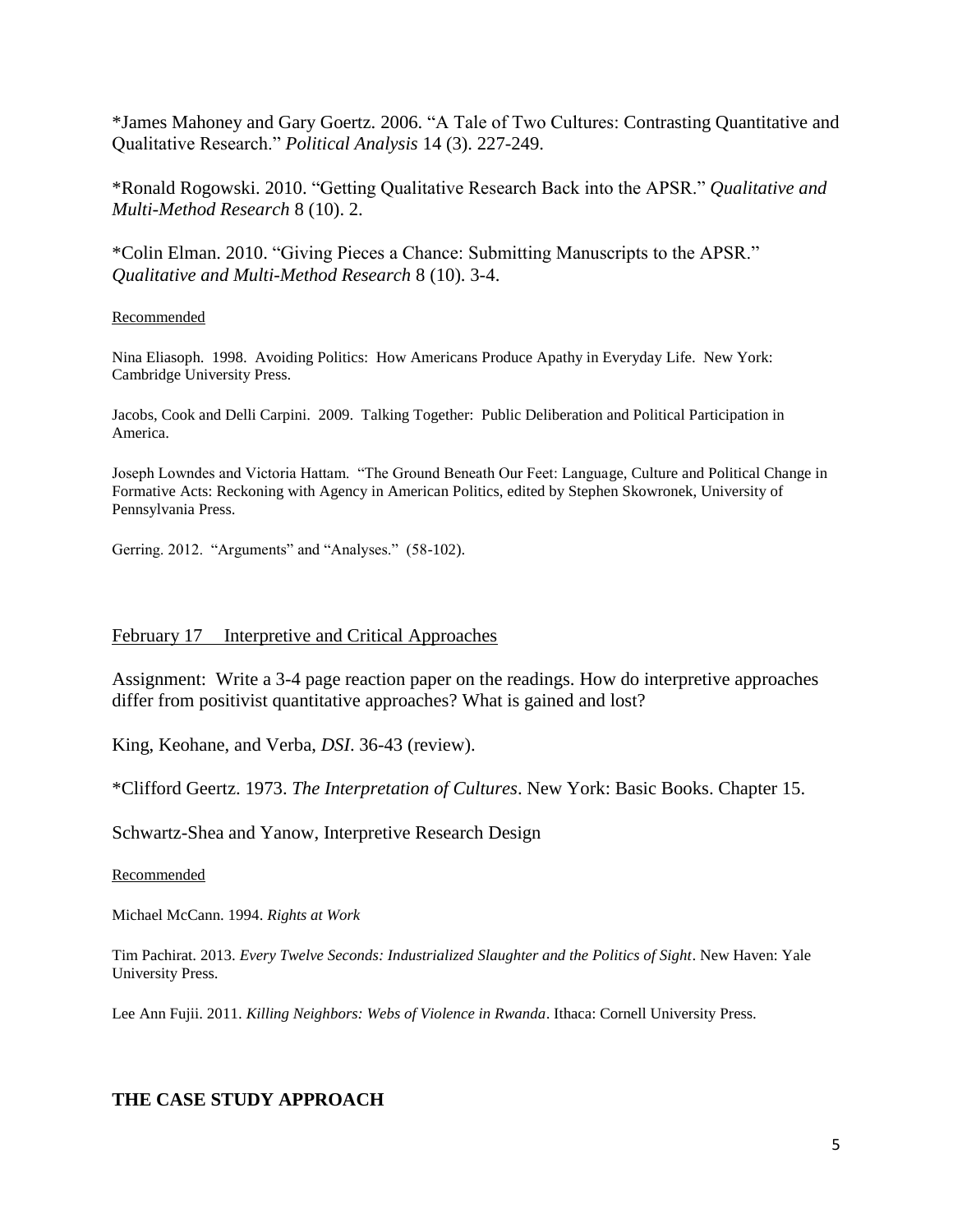*James Mahoney and Gary Goertz. 2006. "A Tale of Two Cultures: Contrasting Quantitative and Qualitative Research." *Political Analysis* 14 (3). 227-249.

*Ronald Rogowski. 2010. "Getting Qualitative Research Back into the APSR." *Qualitative and Multi-Method Research* 8 (10). 2.

*Colin Elman. 2010. "Giving Pieces a Chance: Submitting Manuscripts to the APSR." *Qualitative and Multi-Method Research* 8 (10). 3-4.

Recommended

Nina Eliasoph. 1998. Avoiding Politics: How Americans Produce Apathy in Everyday Life. New York: Cambridge University Press.

Jacobs, Cook and Delli Carpini. 2009. Talking Together: Public Deliberation and Political Participation in America.

Joseph Lowndes and Victoria Hattam. "The Ground Beneath Our Feet: Language, Culture and Political Change in Formative Acts: Reckoning with Agency in American Politics, edited by Stephen Skowronek, University of Pennsylvania Press.

Gerring. 2012. "Arguments" and "Analyses." (58-102).

## February 17 Interpretive and Critical Approaches

Assignment: Write a 3-4 page reaction paper on the readings. How do interpretive approaches differ from positivist quantitative approaches? What is gained and lost?

King, Keohane, and Verba, *DSI*. 36-43 (review).

*Clifford Geertz. 1973. *The Interpretation of Cultures*. New York: Basic Books. Chapter 15.

Schwartz-Shea and Yanow, Interpretive Research Design

Recommended

Michael McCann. 1994. *Rights at Work*

Tim Pachirat. 2013. *Every Twelve Seconds: Industrialized Slaughter and the Politics of Sight*. New Haven: Yale University Press.

Lee Ann Fujii. 2011. *Killing Neighbors: Webs of Violence in Rwanda*. Ithaca: Cornell University Press.

## THE CASE STUDY APPROACH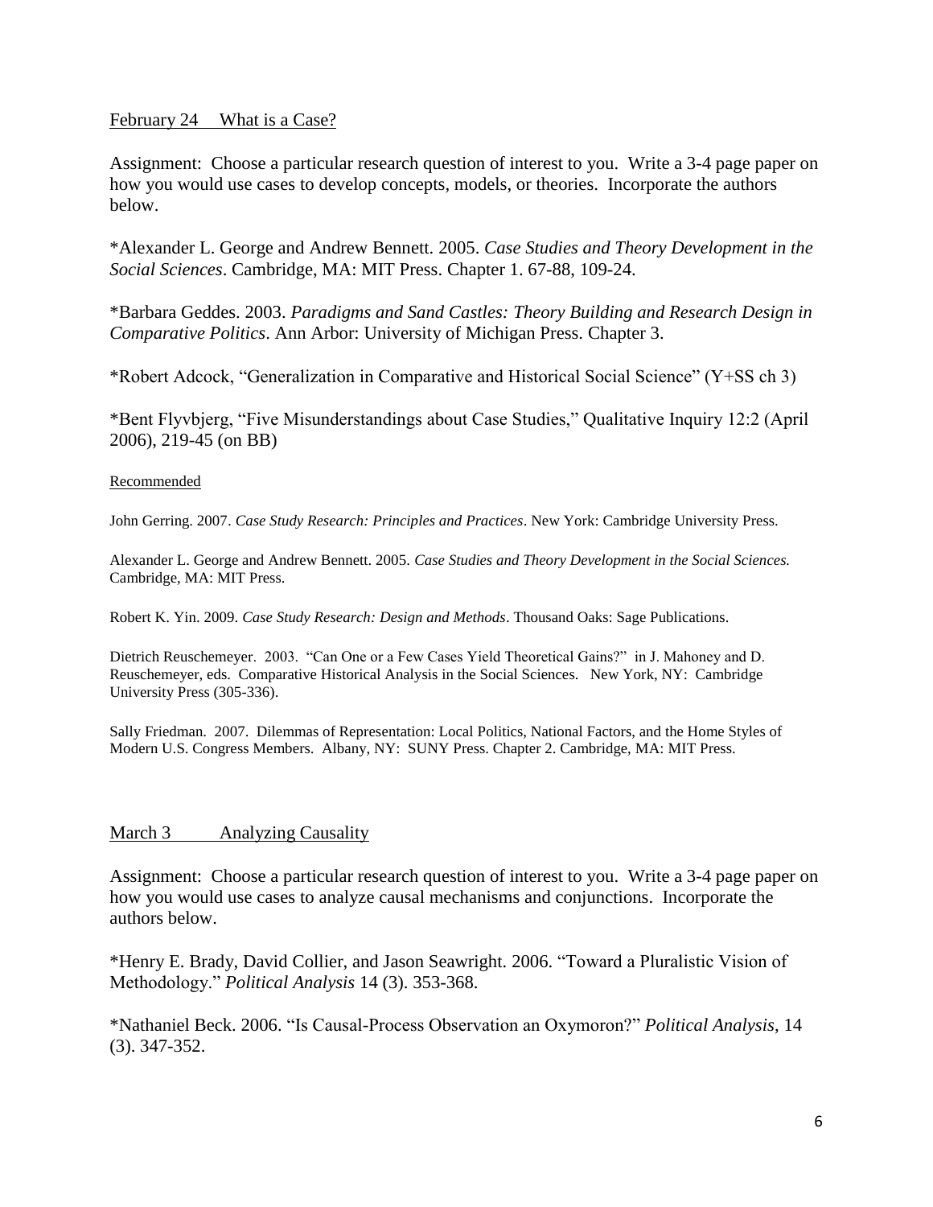## February 24 What is a Case?

Assignment: Choose a particular research question of interest to you. Write a 3-4 page paper on how you would use cases to develop concepts, models, or theories. Incorporate the authors below.

*Alexander L. George and Andrew Bennett. 2005. *Case Studies and Theory Development in the Social Sciences*. Cambridge, MA: MIT Press. Chapter 1. 67-88, 109-24.

*Barbara Geddes. 2003. *Paradigms and Sand Castles: Theory Building and Research Design in Comparative Politics*. Ann Arbor: University of Michigan Press. Chapter 3.

*Robert Adcock, "Generalization in Comparative and Historical Social Science" (Y+SS ch 3)

*Bent Flyvbjerg, "Five Misunderstandings about Case Studies," Qualitative Inquiry 12:2 (April 2006), 219-45 (on BB)

Recommended

John Gerring. 2007. *Case Study Research: Principles and Practices*. New York: Cambridge University Press.

Alexander L. George and Andrew Bennett. 2005. *Case Studies and Theory Development in the Social Sciences.* Cambridge, MA: MIT Press.

Robert K. Yin. 2009. *Case Study Research: Design and Methods*. Thousand Oaks: Sage Publications.

Dietrich Reuschemeyer. 2003. "Can One or a Few Cases Yield Theoretical Gains?" in J. Mahoney and D. Reuschemeyer, eds. Comparative Historical Analysis in the Social Sciences. New York, NY: Cambridge University Press (305-336).

Sally Friedman. 2007. Dilemmas of Representation: Local Politics, National Factors, and the Home Styles of Modern U.S. Congress Members. Albany, NY: SUNY Press. Chapter 2. Cambridge, MA: MIT Press.

## March 3 Analyzing Causality

Assignment: Choose a particular research question of interest to you. Write a 3-4 page paper on how you would use cases to analyze causal mechanisms and conjunctions. Incorporate the authors below.

*Henry E. Brady, David Collier, and Jason Seawright. 2006. "Toward a Pluralistic Vision of Methodology." *Political Analysis* 14 (3). 353-368.

*Nathaniel Beck. 2006. "Is Causal-Process Observation an Oxymoron?" *Political Analysis*, 14 (3). 347-352.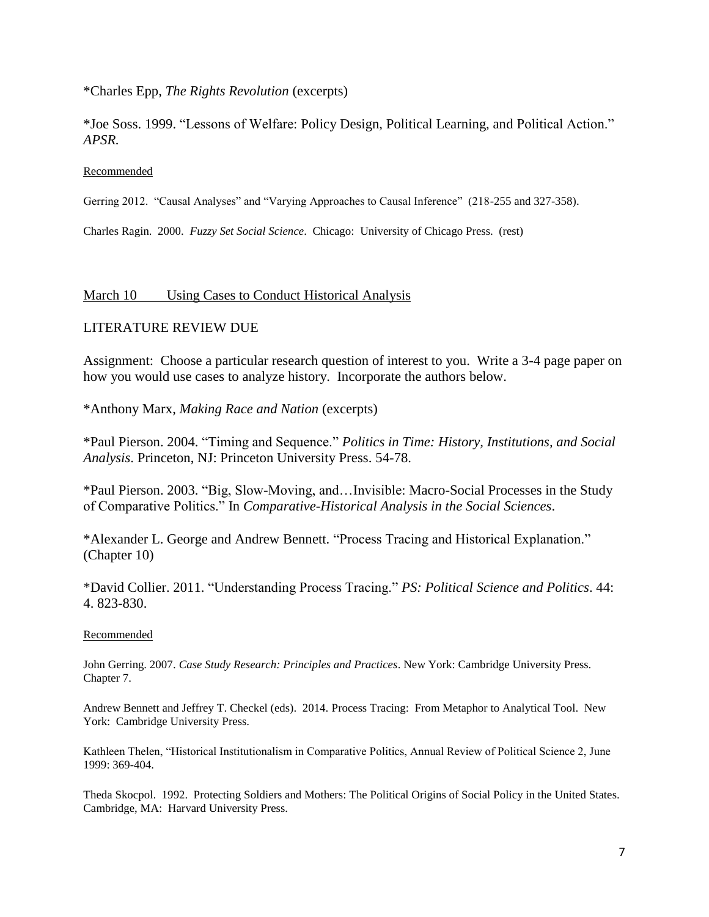*Charles Epp, *The Rights Revolution* (excerpts)

*Joe Soss. 1999. "Lessons of Welfare: Policy Design, Political Learning, and Political Action." *APSR.*

Recommended

Gerring 2012. "Causal Analyses" and "Varying Approaches to Causal Inference" (218-255 and 327-358).

Charles Ragin. 2000. *Fuzzy Set Social Science*. Chicago: University of Chicago Press. (rest)

## March 10 Using Cases to Conduct Historical Analysis

LITERATURE REVIEW DUE

Assignment: Choose a particular research question of interest to you. Write a 3-4 page paper on how you would use cases to analyze history. Incorporate the authors below.

*Anthony Marx, *Making Race and Nation* (excerpts)

*Paul Pierson. 2004. "Timing and Sequence." *Politics in Time: History, Institutions, and Social Analysis*. Princeton, NJ: Princeton University Press. 54-78.

*Paul Pierson. 2003. "Big, Slow-Moving, and…Invisible: Macro-Social Processes in the Study of Comparative Politics." In *Comparative-Historical Analysis in the Social Sciences*.

*Alexander L. George and Andrew Bennett. "Process Tracing and Historical Explanation." (Chapter 10)

*David Collier. 2011. "Understanding Process Tracing." *PS: Political Science and Politics*. 44: 4. 823-830.

Recommended

John Gerring. 2007. *Case Study Research: Principles and Practices*. New York: Cambridge University Press. Chapter 7.

Andrew Bennett and Jeffrey T. Checkel (eds). 2014. Process Tracing: From Metaphor to Analytical Tool. New York: Cambridge University Press.

Kathleen Thelen, "Historical Institutionalism in Comparative Politics, Annual Review of Political Science 2, June 1999: 369-404.

Theda Skocpol. 1992. Protecting Soldiers and Mothers: The Political Origins of Social Policy in the United States. Cambridge, MA: Harvard University Press.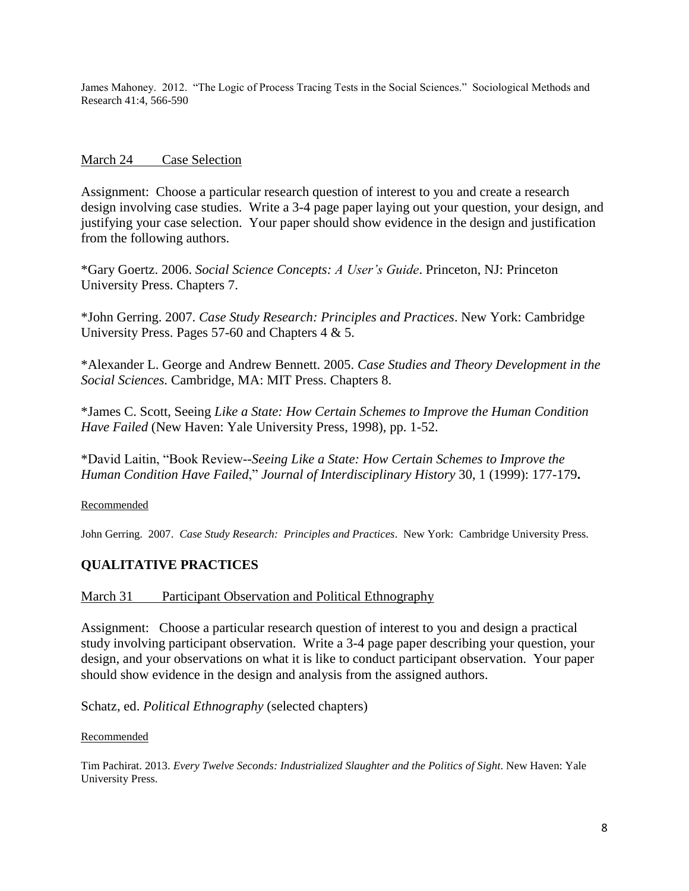James Mahoney. 2012. "The Logic of Process Tracing Tests in the Social Sciences." Sociological Methods and Research 41:4, 566-590

<u>March 24 Case Selection</u>

Assignment: Choose a particular research question of interest to you and create a research design involving case studies. Write a 3-4 page paper laying out your question, your design, and justifying your case selection. Your paper should show evidence in the design and justification from the following authors.

*Gary Goertz. 2006. *Social Science Concepts: A User's Guide*. Princeton, NJ: Princeton University Press. Chapters 7.

*John Gerring. 2007. *Case Study Research: Principles and Practices*. New York: Cambridge University Press. Pages 57-60 and Chapters 4 & 5.

*Alexander L. George and Andrew Bennett. 2005. *Case Studies and Theory Development in the Social Sciences.* Cambridge, MA: MIT Press. Chapters 8.

*James C. Scott, Seeing *Like a State: How Certain Schemes to Improve the Human Condition Have Failed* (New Haven: Yale University Press, 1998), pp. 1-52.

*David Laitin, "Book Review--*Seeing Like a State: How Certain Schemes to Improve the Human Condition Have Failed*," *Journal of Interdisciplinary History* 30, 1 (1999): 177-179**.**

<u>Recommended</u>

John Gerring. 2007. *Case Study Research: Principles and Practices*. New York: Cambridge University Press.

## QUALITATIVE PRACTICES

<u>March 31 Participant Observation and Political Ethnography</u>

Assignment: Choose a particular research question of interest to you and design a practical study involving participant observation. Write a 3-4 page paper describing your question, your design, and your observations on what it is like to conduct participant observation. Your paper should show evidence in the design and analysis from the assigned authors.

Schatz, ed. *Political Ethnography* (selected chapters)

<u>Recommended</u>

Tim Pachirat. 2013. *Every Twelve Seconds: Industrialized Slaughter and the Politics of Sight*. New Haven: Yale University Press.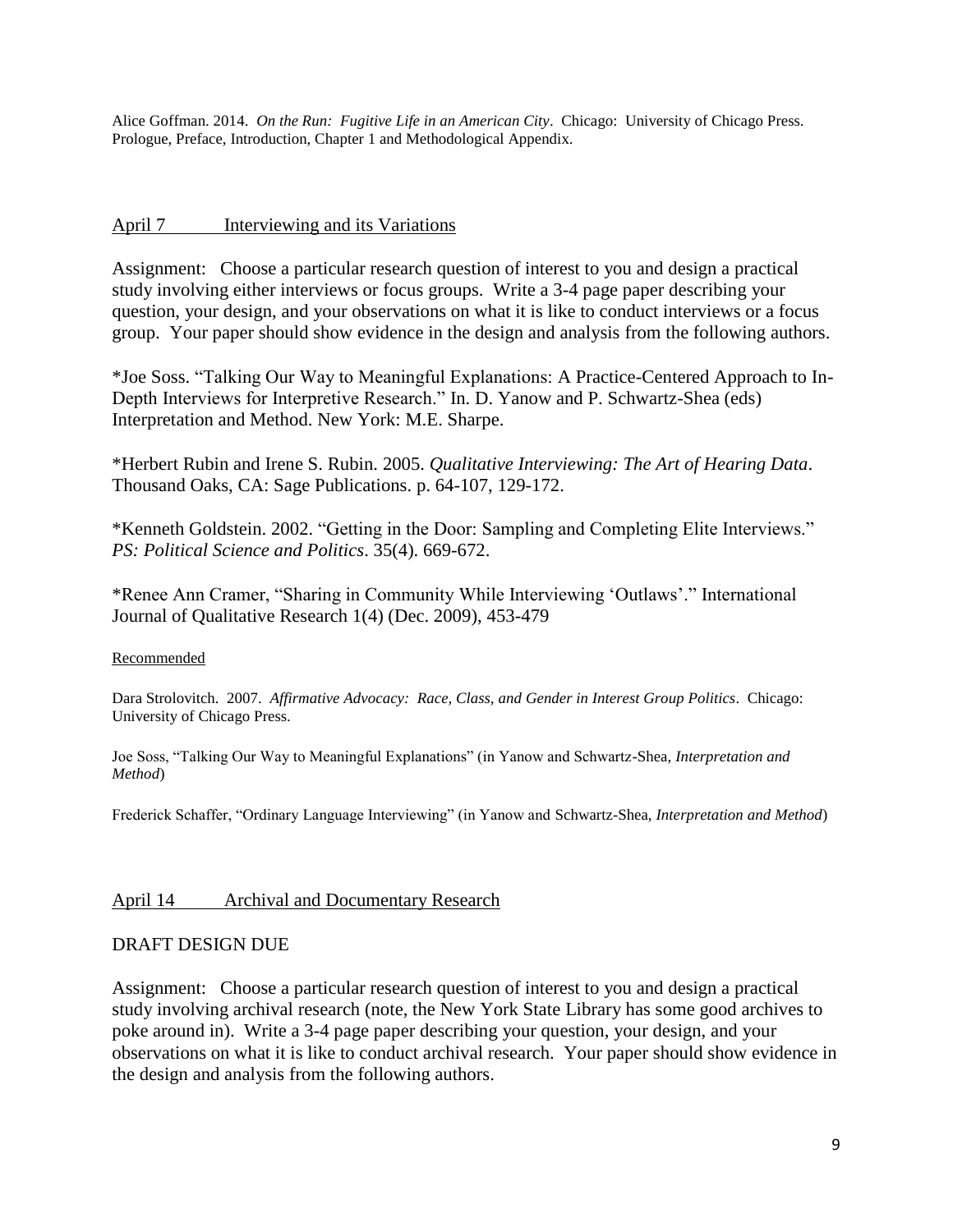Alice Goffman. 2014. *On the Run: Fugitive Life in an American City*. Chicago: University of Chicago Press. Prologue, Preface, Introduction, Chapter 1 and Methodological Appendix.

## April 7 Interviewing and its Variations

Assignment: Choose a particular research question of interest to you and design a practical study involving either interviews or focus groups. Write a 3-4 page paper describing your question, your design, and your observations on what it is like to conduct interviews or a focus group. Your paper should show evidence in the design and analysis from the following authors.

*Joe Soss. "Talking Our Way to Meaningful Explanations: A Practice-Centered Approach to In-Depth Interviews for Interpretive Research." In. D. Yanow and P. Schwartz-Shea (eds) Interpretation and Method. New York: M.E. Sharpe.

*Herbert Rubin and Irene S. Rubin. 2005. *Qualitative Interviewing: The Art of Hearing Data*. Thousand Oaks, CA: Sage Publications. p. 64-107, 129-172.

*Kenneth Goldstein. 2002. "Getting in the Door: Sampling and Completing Elite Interviews." *PS: Political Science and Politics*. 35(4). 669-672.

*Renee Ann Cramer, "Sharing in Community While Interviewing 'Outlaws'." International Journal of Qualitative Research 1(4) (Dec. 2009), 453-479

Recommended

Dara Strolovitch. 2007. *Affirmative Advocacy: Race, Class, and Gender in Interest Group Politics*. Chicago: University of Chicago Press.

Joe Soss, "Talking Our Way to Meaningful Explanations" (in Yanow and Schwartz-Shea, *Interpretation and Method*)

Frederick Schaffer, "Ordinary Language Interviewing" (in Yanow and Schwartz-Shea, *Interpretation and Method*)

## April 14 Archival and Documentary Research

DRAFT DESIGN DUE

Assignment: Choose a particular research question of interest to you and design a practical study involving archival research (note, the New York State Library has some good archives to poke around in). Write a 3-4 page paper describing your question, your design, and your observations on what it is like to conduct archival research. Your paper should show evidence in the design and analysis from the following authors.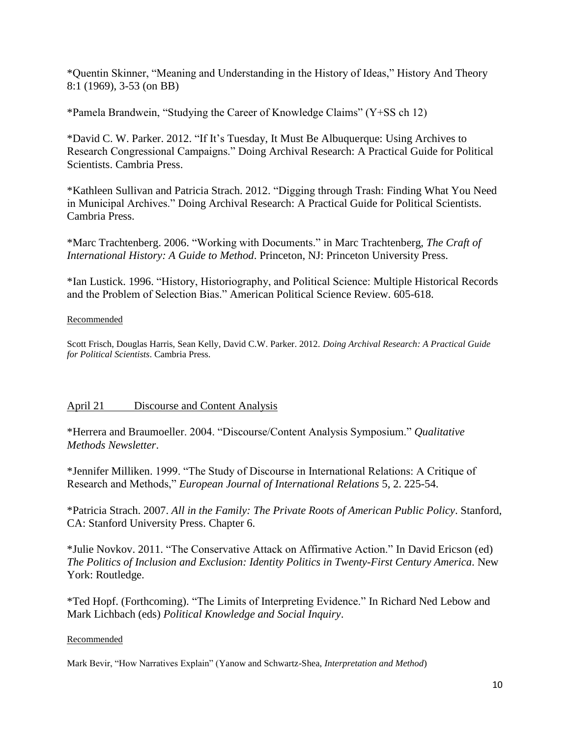*Quentin Skinner, "Meaning and Understanding in the History of Ideas," History And Theory 8:1 (1969), 3-53 (on BB)

*Pamela Brandwein, "Studying the Career of Knowledge Claims" (Y+SS ch 12)

*David C. W. Parker. 2012. "If It's Tuesday, It Must Be Albuquerque: Using Archives to Research Congressional Campaigns." Doing Archival Research: A Practical Guide for Political Scientists. Cambria Press.

*Kathleen Sullivan and Patricia Strach. 2012. "Digging through Trash: Finding What You Need in Municipal Archives." Doing Archival Research: A Practical Guide for Political Scientists. Cambria Press.

*Marc Trachtenberg. 2006. "Working with Documents." in Marc Trachtenberg, *The Craft of International History: A Guide to Method*. Princeton, NJ: Princeton University Press.

*Ian Lustick. 1996. "History, Historiography, and Political Science: Multiple Historical Records and the Problem of Selection Bias." American Political Science Review. 605-618.

Recommended

Scott Frisch, Douglas Harris, Sean Kelly, David C.W. Parker. 2012. *Doing Archival Research: A Practical Guide for Political Scientists*. Cambria Press.

## April 21 Discourse and Content Analysis

*Herrera and Braumoeller. 2004. "Discourse/Content Analysis Symposium." *Qualitative Methods Newsletter*.

*Jennifer Milliken. 1999. "The Study of Discourse in International Relations: A Critique of Research and Methods," *European Journal of International Relations* 5, 2. 225-54.

*Patricia Strach. 2007. *All in the Family: The Private Roots of American Public Policy*. Stanford, CA: Stanford University Press. Chapter 6.

*Julie Novkov. 2011. "The Conservative Attack on Affirmative Action." In David Ericson (ed) *The Politics of Inclusion and Exclusion: Identity Politics in Twenty-First Century America*. New York: Routledge.

*Ted Hopf. (Forthcoming). "The Limits of Interpreting Evidence." In Richard Ned Lebow and Mark Lichbach (eds) *Political Knowledge and Social Inquiry*.

Recommended

Mark Bevir, "How Narratives Explain" (Yanow and Schwartz-Shea, *Interpretation and Method*)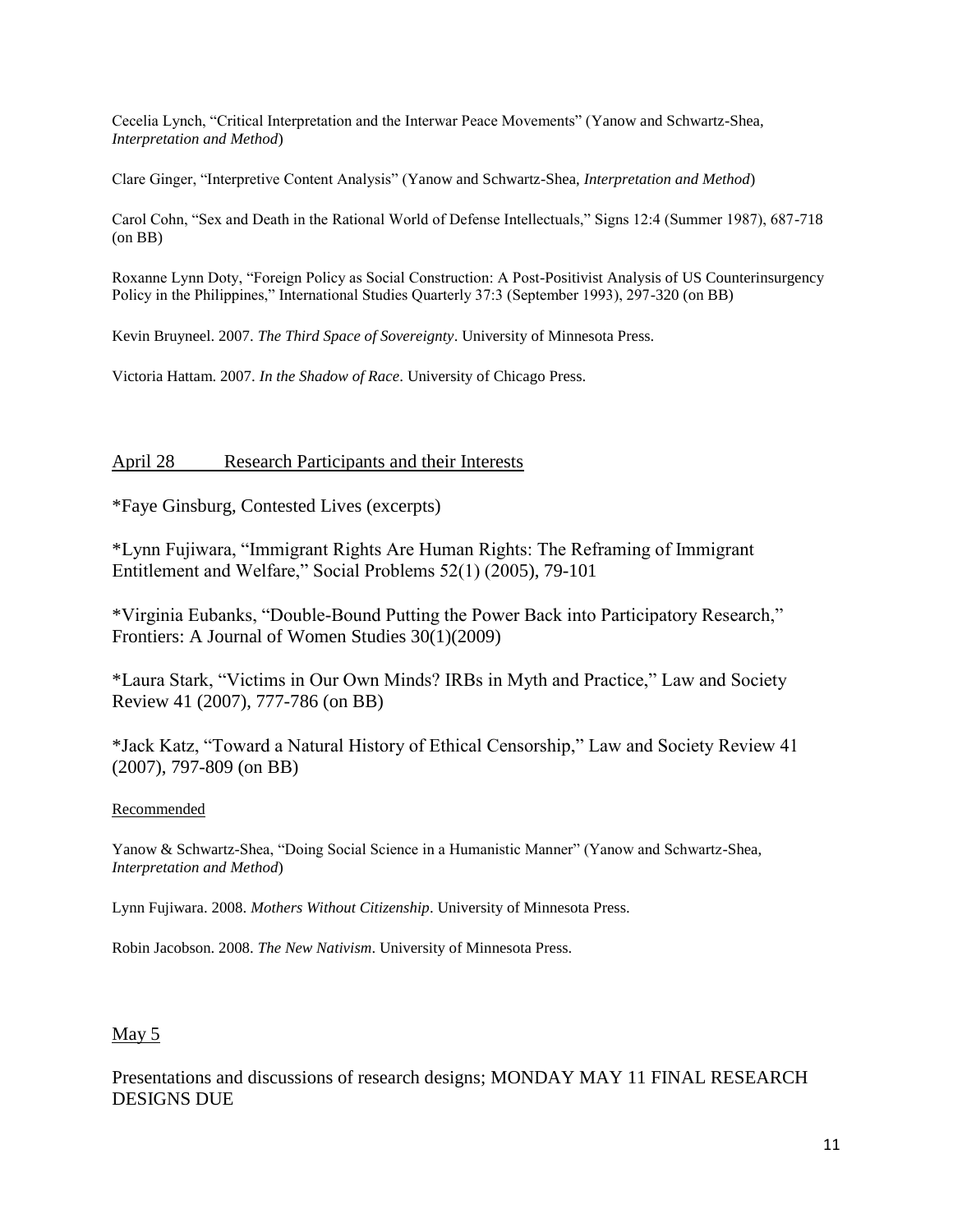Cecelia Lynch, "Critical Interpretation and the Interwar Peace Movements" (Yanow and Schwartz-Shea, *Interpretation and Method*)

Clare Ginger, "Interpretive Content Analysis" (Yanow and Schwartz-Shea, *Interpretation and Method*)

Carol Cohn, "Sex and Death in the Rational World of Defense Intellectuals," Signs 12:4 (Summer 1987), 687-718 (on BB)

Roxanne Lynn Doty, "Foreign Policy as Social Construction: A Post-Positivist Analysis of US Counterinsurgency Policy in the Philippines," International Studies Quarterly 37:3 (September 1993), 297-320 (on BB)

Kevin Bruyneel. 2007. *The Third Space of Sovereignty*. University of Minnesota Press.

Victoria Hattam. 2007. *In the Shadow of Race*. University of Chicago Press.

## April 28 Research Participants and their Interests

*Faye Ginsburg, Contested Lives (excerpts)

*Lynn Fujiwara, "Immigrant Rights Are Human Rights: The Reframing of Immigrant Entitlement and Welfare," Social Problems 52(1) (2005), 79-101

*Virginia Eubanks, "Double-Bound Putting the Power Back into Participatory Research," Frontiers: A Journal of Women Studies 30(1)(2009)

*Laura Stark, "Victims in Our Own Minds? IRBs in Myth and Practice," Law and Society Review 41 (2007), 777-786 (on BB)

*Jack Katz, "Toward a Natural History of Ethical Censorship," Law and Society Review 41 (2007), 797-809 (on BB)

Recommended

Yanow & Schwartz-Shea, "Doing Social Science in a Humanistic Manner" (Yanow and Schwartz-Shea, *Interpretation and Method*)

Lynn Fujiwara. 2008. *Mothers Without Citizenship*. University of Minnesota Press.

Robin Jacobson. 2008. *The New Nativism*. University of Minnesota Press.

## May 5

Presentations and discussions of research designs; MONDAY MAY 11 FINAL RESEARCH DESIGNS DUE